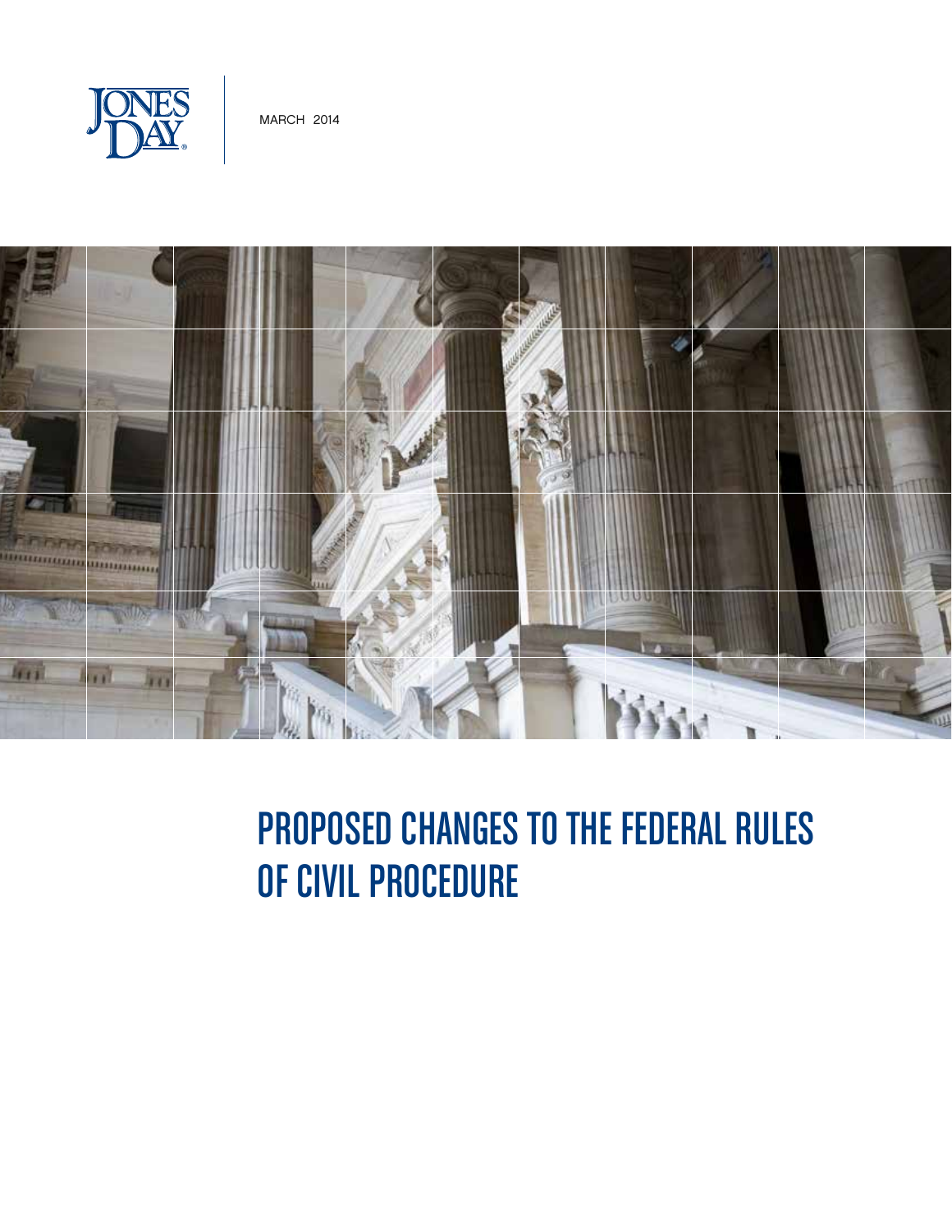JONES DAY®

MARCH 2014

# PROPOSED CHANGES TO THE FEDERAL RULES OF CIVIL PROCEDURE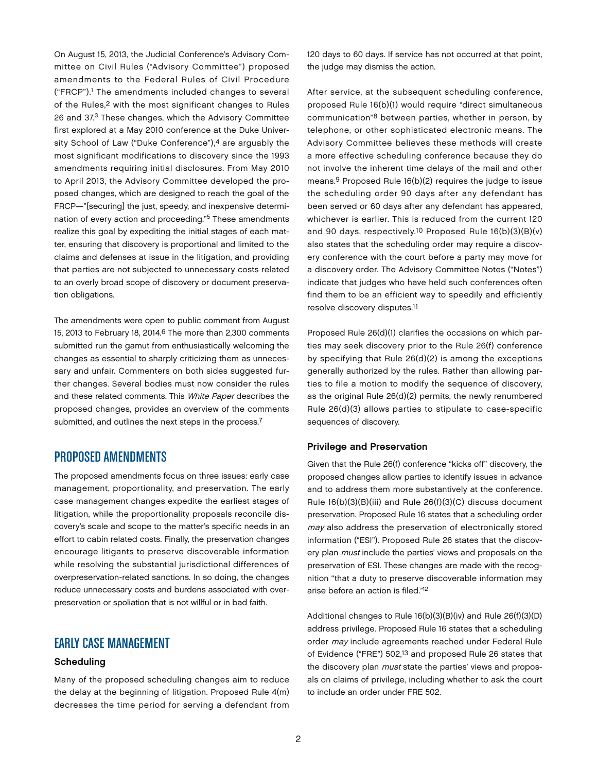On August 15, 2013, the Judicial Conference's Advisory Committee on Civil Rules ("Advisory Committee") proposed amendments to the Federal Rules of Civil Procedure ("FRCP").[1] The amendments included changes to several of the Rules,[2] with the most significant changes to Rules 26 and 37.[3] These changes, which the Advisory Committee first explored at a May 2010 conference at the Duke University School of Law ("Duke Conference"),[4] are arguably the most significant modifications to discovery since the 1993 amendments requiring initial disclosures. From May 2010 to April 2013, the Advisory Committee developed the proposed changes, which are designed to reach the goal of the FRCP—"[securing] the just, speedy, and inexpensive determination of every action and proceeding."[5] These amendments realize this goal by expediting the initial stages of each matter, ensuring that discovery is proportional and limited to the claims and defenses at issue in the litigation, and providing that parties are not subjected to unnecessary costs related to an overly broad scope of discovery or document preservation obligations.

The amendments were open to public comment from August 15, 2013 to February 18, 2014.[6] The more than 2,300 comments submitted run the gamut from enthusiastically welcoming the changes as essential to sharply criticizing them as unnecessary and unfair. Commenters on both sides suggested further changes. Several bodies must now consider the rules and these related comments. This *White Paper* describes the proposed changes, provides an overview of the comments submitted, and outlines the next steps in the process.[7]

## PROPOSED AMENDMENTS

The proposed amendments focus on three issues: early case management, proportionality, and preservation. The early case management changes expedite the earliest stages of litigation, while the proportionality proposals reconcile discovery's scale and scope to the matter's specific needs in an effort to cabin related costs. Finally, the preservation changes encourage litigants to preserve discoverable information while resolving the substantial jurisdictional differences of overpreservation-related sanctions. In so doing, the changes reduce unnecessary costs and burdens associated with overpreservation or spoliation that is not willful or in bad faith.

## EARLY CASE MANAGEMENT

### Scheduling

Many of the proposed scheduling changes aim to reduce the delay at the beginning of litigation. Proposed Rule 4(m) decreases the time period for serving a defendant from 120 days to 60 days. If service has not occurred at that point, the judge may dismiss the action.

After service, at the subsequent scheduling conference, proposed Rule 16(b)(1) would require "direct simultaneous communication"[8] between parties, whether in person, by telephone, or other sophisticated electronic means. The Advisory Committee believes these methods will create a more effective scheduling conference because they do not involve the inherent time delays of the mail and other means.[9] Proposed Rule 16(b)(2) requires the judge to issue the scheduling order 90 days after any defendant has been served or 60 days after any defendant has appeared, whichever is earlier. This is reduced from the current 120 and 90 days, respectively.[10] Proposed Rule 16(b)(3)(B)(v) also states that the scheduling order may require a discovery conference with the court before a party may move for a discovery order. The Advisory Committee Notes ("Notes") indicate that judges who have held such conferences often find them to be an efficient way to speedily and efficiently resolve discovery disputes.[11]

Proposed Rule 26(d)(1) clarifies the occasions on which parties may seek discovery prior to the Rule 26(f) conference by specifying that Rule 26(d)(2) is among the exceptions generally authorized by the rules. Rather than allowing parties to file a motion to modify the sequence of discovery, as the original Rule 26(d)(2) permits, the newly renumbered Rule 26(d)(3) allows parties to stipulate to case-specific sequences of discovery.

### Privilege and Preservation

Given that the Rule 26(f) conference "kicks off" discovery, the proposed changes allow parties to identify issues in advance and to address them more substantively at the conference. Rule 16(b)(3)(B)(iii) and Rule 26(f)(3)(C) discuss document preservation. Proposed Rule 16 states that a scheduling order *may* also address the preservation of electronically stored information ("ESI"). Proposed Rule 26 states that the discovery plan *must* include the parties' views and proposals on the preservation of ESI. These changes are made with the recognition "that a duty to preserve discoverable information may arise before an action is filed."[12]

Additional changes to Rule 16(b)(3)(B)(iv) and Rule 26(f)(3)(D) address privilege. Proposed Rule 16 states that a scheduling order *may* include agreements reached under Federal Rule of Evidence ("FRE") 502,[13] and proposed Rule 26 states that the discovery plan *must* state the parties' views and proposals on claims of privilege, including whether to ask the court to include an order under FRE 502.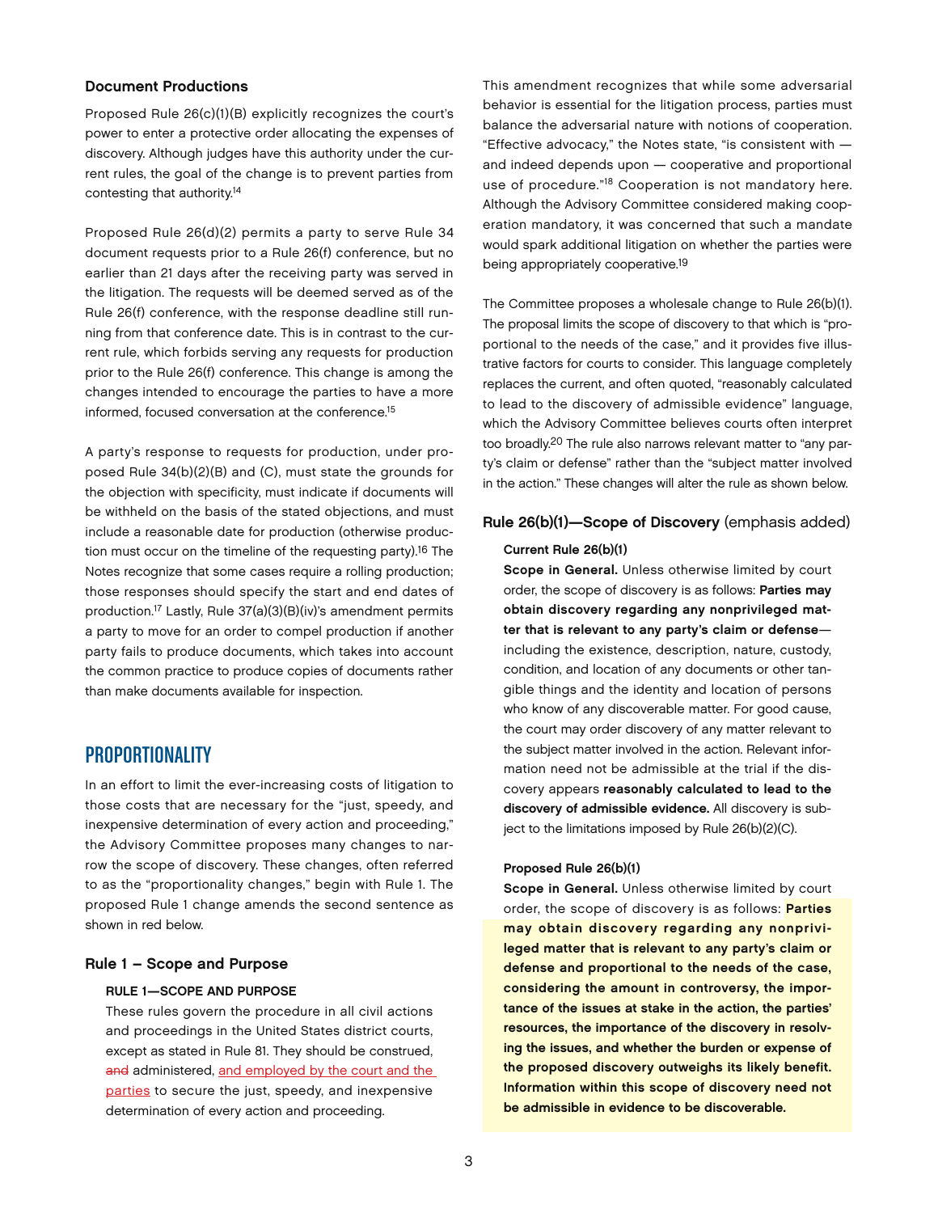### Document Productions

Proposed Rule 26(c)(1)(B) explicitly recognizes the court's power to enter a protective order allocating the expenses of discovery. Although judges have this authority under the current rules, the goal of the change is to prevent parties from contesting that authority.[14]

Proposed Rule 26(d)(2) permits a party to serve Rule 34 document requests prior to a Rule 26(f) conference, but no earlier than 21 days after the receiving party was served in the litigation. The requests will be deemed served as of the Rule 26(f) conference, with the response deadline still running from that conference date. This is in contrast to the current rule, which forbids serving any requests for production prior to the Rule 26(f) conference. This change is among the changes intended to encourage the parties to have a more informed, focused conversation at the conference.[15]

A party's response to requests for production, under proposed Rule 34(b)(2)(B) and (C), must state the grounds for the objection with specificity, must indicate if documents will be withheld on the basis of the stated objections, and must include a reasonable date for production (otherwise production must occur on the timeline of the requesting party).[16] The Notes recognize that some cases require a rolling production; those responses should specify the start and end dates of production.[17] Lastly, Rule 37(a)(3)(B)(iv)'s amendment permits a party to move for an order to compel production if another party fails to produce documents, which takes into account the common practice to produce copies of documents rather than make documents available for inspection.

## PROPORTIONALITY

In an effort to limit the ever-increasing costs of litigation to those costs that are necessary for the "just, speedy, and inexpensive determination of every action and proceeding," the Advisory Committee proposes many changes to narrow the scope of discovery. These changes, often referred to as the "proportionality changes," begin with Rule 1. The proposed Rule 1 change amends the second sentence as shown in red below.

### Rule 1 – Scope and Purpose

**RULE 1—SCOPE AND PURPOSE**

These rules govern the procedure in all civil actions and proceedings in the United States district courts, except as stated in Rule 81. They should be construed, ~~and~~ administered, <u>and employed by the court and the parties</u> to secure the just, speedy, and inexpensive determination of every action and proceeding.

This amendment recognizes that while some adversarial behavior is essential for the litigation process, parties must balance the adversarial nature with notions of cooperation. "Effective advocacy," the Notes state, "is consistent with — and indeed depends upon — cooperative and proportional use of procedure."[18] Cooperation is not mandatory here. Although the Advisory Committee considered making cooperation mandatory, it was concerned that such a mandate would spark additional litigation on whether the parties were being appropriately cooperative.[19]

The Committee proposes a wholesale change to Rule 26(b)(1). The proposal limits the scope of discovery to that which is "proportional to the needs of the case," and it provides five illustrative factors for courts to consider. This language completely replaces the current, and often quoted, "reasonably calculated to lead to the discovery of admissible evidence" language, which the Advisory Committee believes courts often interpret too broadly.[20] The rule also narrows relevant matter to "any party's claim or defense" rather than the "subject matter involved in the action." These changes will alter the rule as shown below.

### Rule 26(b)(1)—Scope of Discovery (emphasis added)

**Current Rule 26(b)(1)**

**Scope in General.** Unless otherwise limited by court order, the scope of discovery is as follows: **Parties may obtain discovery regarding any nonprivileged matter that is relevant to any party's claim or defense**—including the existence, description, nature, custody, condition, and location of any documents or other tangible things and the identity and location of persons who know of any discoverable matter. For good cause, the court may order discovery of any matter relevant to the subject matter involved in the action. Relevant information need not be admissible at the trial if the discovery appears **reasonably calculated to lead to the discovery of admissible evidence.** All discovery is subject to the limitations imposed by Rule 26(b)(2)(C).

**Proposed Rule 26(b)(1)**

**Scope in General.** Unless otherwise limited by court order, the scope of discovery is as follows: **Parties may obtain discovery regarding any nonprivileged matter that is relevant to any party's claim or defense and proportional to the needs of the case, considering the amount in controversy, the importance of the issues at stake in the action, the parties' resources, the importance of the discovery in resolving the issues, and whether the burden or expense of the proposed discovery outweighs its likely benefit. Information within this scope of discovery need not be admissible in evidence to be discoverable.**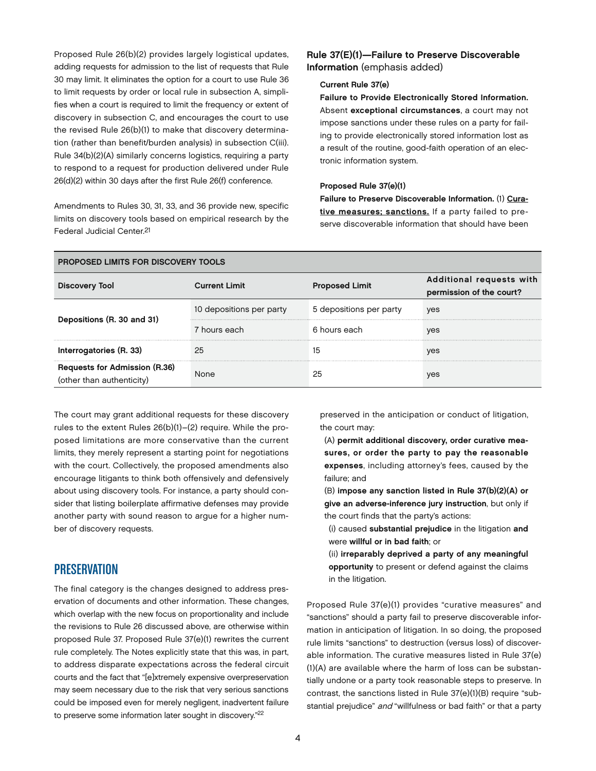Proposed Rule 26(b)(2) provides largely logistical updates, adding requests for admission to the list of requests that Rule 30 may limit. It eliminates the option for a court to use Rule 36 to limit requests by order or local rule in subsection A, simplifies when a court is required to limit the frequency or extent of discovery in subsection C, and encourages the court to use the revised Rule 26(b)(1) to make that discovery determination (rather than benefit/burden analysis) in subsection C(iii). Rule 34(b)(2)(A) similarly concerns logistics, requiring a party to respond to a request for production delivered under Rule 26(d)(2) within 30 days after the first Rule 26(f) conference.

Amendments to Rules 30, 31, 33, and 36 provide new, specific limits on discovery tools based on empirical research by the Federal Judicial Center.[21]

**PROPOSED LIMITS FOR DISCOVERY TOOLS**

| Discovery Tool | Current Limit | Proposed Limit | Additional requests with permission of the court? |
|---|---|---|---|
| Depositions (R. 30 and 31) | 10 depositions per party | 5 depositions per party | yes |
| | 7 hours each | 6 hours each | yes |
| Interrogatories (R. 33) | 25 | 15 | yes |
| Requests for Admission (R.36) (other than authenticity) | None | 25 | yes |

The court may grant additional requests for these discovery rules to the extent Rules 26(b)(1)–(2) require. While the proposed limitations are more conservative than the current limits, they merely represent a starting point for negotiations with the court. Collectively, the proposed amendments also encourage litigants to think both offensively and defensively about using discovery tools. For instance, a party should consider that listing boilerplate affirmative defenses may provide another party with sound reason to argue for a higher number of discovery requests.

## PRESERVATION

The final category is the changes designed to address preservation of documents and other information. These changes, which overlap with the new focus on proportionality and include the revisions to Rule 26 discussed above, are otherwise within proposed Rule 37. Proposed Rule 37(e)(1) rewrites the current rule completely. The Notes explicitly state that this was, in part, to address disparate expectations across the federal circuit courts and the fact that "[e]xtremely expensive overpreservation may seem necessary due to the risk that very serious sanctions could be imposed even for merely negligent, inadvertent failure to preserve some information later sought in discovery."[22]

### Rule 37(E)(1)—Failure to Preserve Discoverable Information (emphasis added)

**Current Rule 37(e)**

**Failure to Provide Electronically Stored Information.** Absent **exceptional circumstances**, a court may not impose sanctions under these rules on a party for failing to provide electronically stored information lost as a result of the routine, good-faith operation of an electronic information system.

**Proposed Rule 37(e)(1)**

**Failure to Preserve Discoverable Information.** (1) **Curative measures; sanctions.** If a party failed to preserve discoverable information that should have been preserved in the anticipation or conduct of litigation, the court may:

(A) **permit additional discovery, order curative measures, or order the party to pay the reasonable expenses**, including attorney's fees, caused by the failure; and

(B) **impose any sanction listed in Rule 37(b)(2)(A) or give an adverse-inference jury instruction**, but only if the court finds that the party's actions:

(i) caused **substantial prejudice** in the litigation **and** were **willful or in bad faith**; or

(ii) **irreparably deprived a party of any meaningful opportunity** to present or defend against the claims in the litigation.

Proposed Rule 37(e)(1) provides "curative measures" and "sanctions" should a party fail to preserve discoverable information in anticipation of litigation. In so doing, the proposed rule limits "sanctions" to destruction (versus loss) of discoverable information. The curative measures listed in Rule 37(e)(1)(A) are available where the harm of loss can be substantially undone or a party took reasonable steps to preserve. In contrast, the sanctions listed in Rule 37(e)(1)(B) require "substantial prejudice" *and* "willfulness or bad faith" or that a party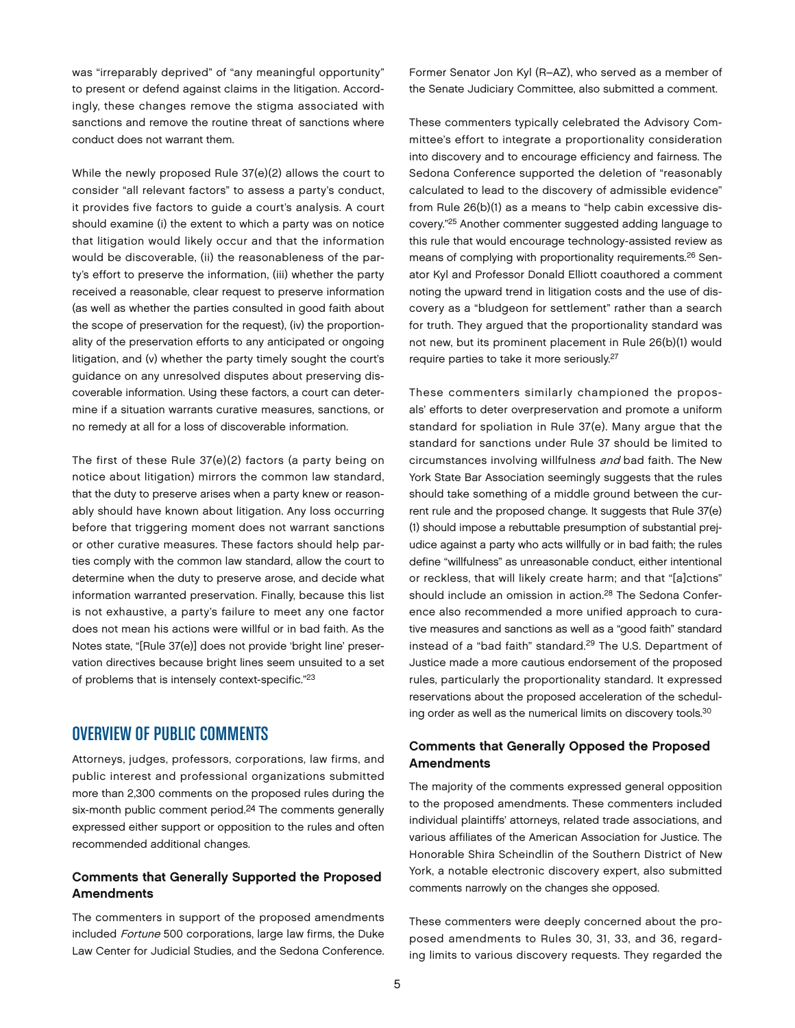was "irreparably deprived" of "any meaningful opportunity" to present or defend against claims in the litigation. Accordingly, these changes remove the stigma associated with sanctions and remove the routine threat of sanctions where conduct does not warrant them.

While the newly proposed Rule 37(e)(2) allows the court to consider "all relevant factors" to assess a party's conduct, it provides five factors to guide a court's analysis. A court should examine (i) the extent to which a party was on notice that litigation would likely occur and that the information would be discoverable, (ii) the reasonableness of the party's effort to preserve the information, (iii) whether the party received a reasonable, clear request to preserve information (as well as whether the parties consulted in good faith about the scope of preservation for the request), (iv) the proportionality of the preservation efforts to any anticipated or ongoing litigation, and (v) whether the party timely sought the court's guidance on any unresolved disputes about preserving discoverable information. Using these factors, a court can determine if a situation warrants curative measures, sanctions, or no remedy at all for a loss of discoverable information.

The first of these Rule 37(e)(2) factors (a party being on notice about litigation) mirrors the common law standard, that the duty to preserve arises when a party knew or reasonably should have known about litigation. Any loss occurring before that triggering moment does not warrant sanctions or other curative measures. These factors should help parties comply with the common law standard, allow the court to determine when the duty to preserve arose, and decide what information warranted preservation. Finally, because this list is not exhaustive, a party's failure to meet any one factor does not mean his actions were willful or in bad faith. As the Notes state, "[Rule 37(e)] does not provide 'bright line' preservation directives because bright lines seem unsuited to a set of problems that is intensely context-specific."[23]

## OVERVIEW OF PUBLIC COMMENTS

Attorneys, judges, professors, corporations, law firms, and public interest and professional organizations submitted more than 2,300 comments on the proposed rules during the six-month public comment period.[24] The comments generally expressed either support or opposition to the rules and often recommended additional changes.

### Comments that Generally Supported the Proposed Amendments

The commenters in support of the proposed amendments included *Fortune* 500 corporations, large law firms, the Duke Law Center for Judicial Studies, and the Sedona Conference. Former Senator Jon Kyl (R–AZ), who served as a member of the Senate Judiciary Committee, also submitted a comment.

These commenters typically celebrated the Advisory Committee's effort to integrate a proportionality consideration into discovery and to encourage efficiency and fairness. The Sedona Conference supported the deletion of "reasonably calculated to lead to the discovery of admissible evidence" from Rule 26(b)(1) as a means to "help cabin excessive discovery."[25] Another commenter suggested adding language to this rule that would encourage technology-assisted review as means of complying with proportionality requirements.[26] Senator Kyl and Professor Donald Elliott coauthored a comment noting the upward trend in litigation costs and the use of discovery as a "bludgeon for settlement" rather than a search for truth. They argued that the proportionality standard was not new, but its prominent placement in Rule 26(b)(1) would require parties to take it more seriously.[27]

These commenters similarly championed the proposals' efforts to deter overpreservation and promote a uniform standard for spoliation in Rule 37(e). Many argue that the standard for sanctions under Rule 37 should be limited to circumstances involving willfulness *and* bad faith. The New York State Bar Association seemingly suggests that the rules should take something of a middle ground between the current rule and the proposed change. It suggests that Rule 37(e)(1) should impose a rebuttable presumption of substantial prejudice against a party who acts willfully or in bad faith; the rules define "willfulness" as unreasonable conduct, either intentional or reckless, that will likely create harm; and that "[a]ctions" should include an omission in action.[28] The Sedona Conference also recommended a more unified approach to curative measures and sanctions as well as a "good faith" standard instead of a "bad faith" standard.[29] The U.S. Department of Justice made a more cautious endorsement of the proposed rules, particularly the proportionality standard. It expressed reservations about the proposed acceleration of the scheduling order as well as the numerical limits on discovery tools.[30]

### Comments that Generally Opposed the Proposed Amendments

The majority of the comments expressed general opposition to the proposed amendments. These commenters included individual plaintiffs' attorneys, related trade associations, and various affiliates of the American Association for Justice. The Honorable Shira Scheindlin of the Southern District of New York, a notable electronic discovery expert, also submitted comments narrowly on the changes she opposed.

These commenters were deeply concerned about the proposed amendments to Rules 30, 31, 33, and 36, regarding limits to various discovery requests. They regarded the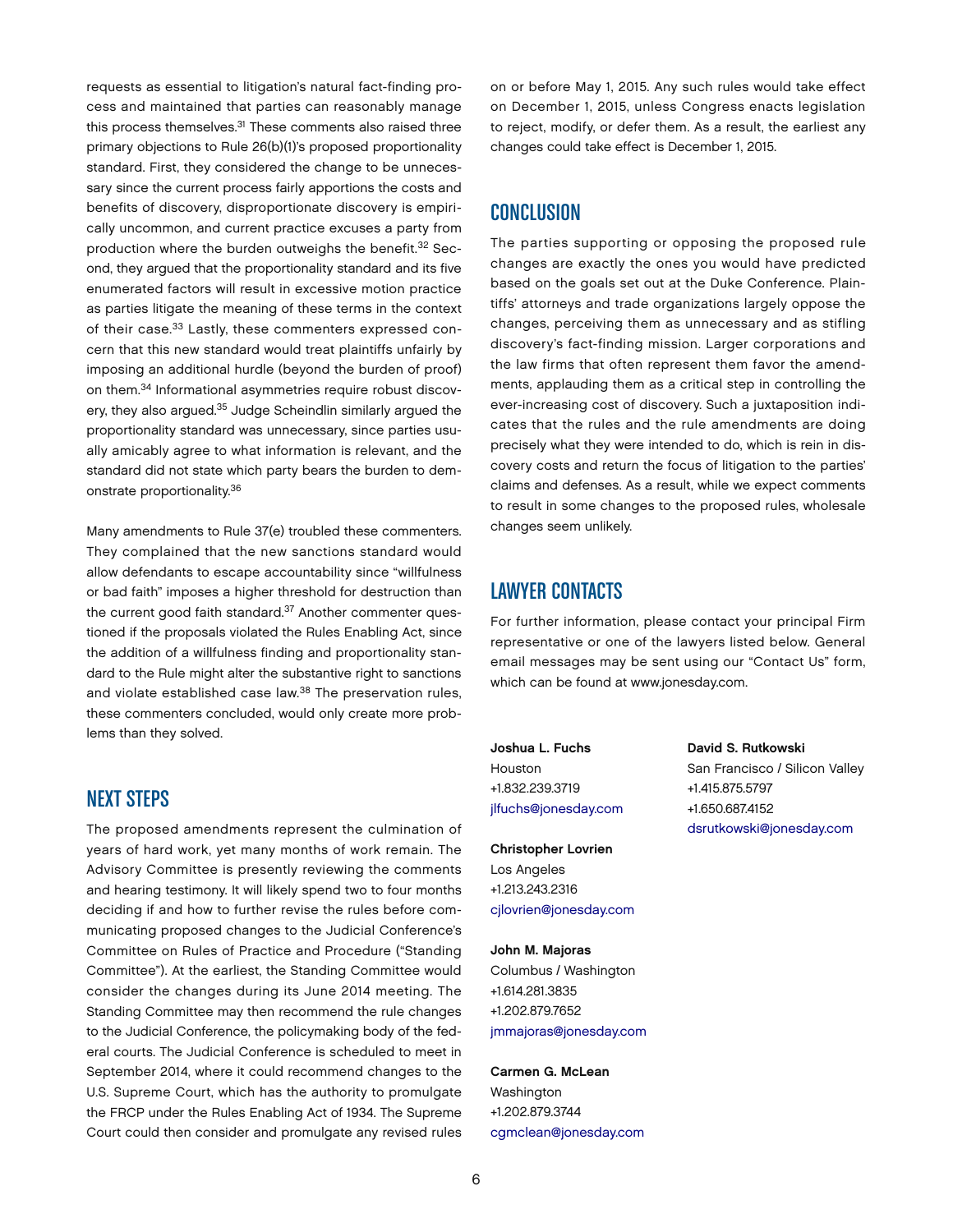requests as essential to litigation's natural fact-finding process and maintained that parties can reasonably manage this process themselves.[31] These comments also raised three primary objections to Rule 26(b)(1)'s proposed proportionality standard. First, they considered the change to be unnecessary since the current process fairly apportions the costs and benefits of discovery, disproportionate discovery is empirically uncommon, and current practice excuses a party from production where the burden outweighs the benefit.[32] Second, they argued that the proportionality standard and its five enumerated factors will result in excessive motion practice as parties litigate the meaning of these terms in the context of their case.[33] Lastly, these commenters expressed concern that this new standard would treat plaintiffs unfairly by imposing an additional hurdle (beyond the burden of proof) on them.[34] Informational asymmetries require robust discovery, they also argued.[35] Judge Scheindlin similarly argued the proportionality standard was unnecessary, since parties usually amicably agree to what information is relevant, and the standard did not state which party bears the burden to demonstrate proportionality.[36]

Many amendments to Rule 37(e) troubled these commenters. They complained that the new sanctions standard would allow defendants to escape accountability since "willfulness or bad faith" imposes a higher threshold for destruction than the current good faith standard.[37] Another commenter questioned if the proposals violated the Rules Enabling Act, since the addition of a willfulness finding and proportionality standard to the Rule might alter the substantive right to sanctions and violate established case law.[38] The preservation rules, these commenters concluded, would only create more problems than they solved.

## NEXT STEPS

The proposed amendments represent the culmination of years of hard work, yet many months of work remain. The Advisory Committee is presently reviewing the comments and hearing testimony. It will likely spend two to four months deciding if and how to further revise the rules before communicating proposed changes to the Judicial Conference's Committee on Rules of Practice and Procedure ("Standing Committee"). At the earliest, the Standing Committee would consider the changes during its June 2014 meeting. The Standing Committee may then recommend the rule changes to the Judicial Conference, the policymaking body of the federal courts. The Judicial Conference is scheduled to meet in September 2014, where it could recommend changes to the U.S. Supreme Court, which has the authority to promulgate the FRCP under the Rules Enabling Act of 1934. The Supreme Court could then consider and promulgate any revised rules on or before May 1, 2015. Any such rules would take effect on December 1, 2015, unless Congress enacts legislation to reject, modify, or defer them. As a result, the earliest any changes could take effect is December 1, 2015.

## CONCLUSION

The parties supporting or opposing the proposed rule changes are exactly the ones you would have predicted based on the goals set out at the Duke Conference. Plaintiffs' attorneys and trade organizations largely oppose the changes, perceiving them as unnecessary and as stifling discovery's fact-finding mission. Larger corporations and the law firms that often represent them favor the amendments, applauding them as a critical step in controlling the ever-increasing cost of discovery. Such a juxtaposition indicates that the rules and the rule amendments are doing precisely what they were intended to do, which is rein in discovery costs and return the focus of litigation to the parties' claims and defenses. As a result, while we expect comments to result in some changes to the proposed rules, wholesale changes seem unlikely.

## LAWYER CONTACTS

For further information, please contact your principal Firm representative or one of the lawyers listed below. General email messages may be sent using our "Contact Us" form, which can be found at www.jonesday.com.

**Joshua L. Fuchs**
Houston
+1.832.239.3719
jlfuchs@jonesday.com

**Christopher Lovrien**
Los Angeles
+1.213.243.2316
cjlovrien@jonesday.com

**John M. Majoras**
Columbus / Washington
+1.614.281.3835
+1.202.879.7652
jmmajoras@jonesday.com

**Carmen G. McLean**
Washington
+1.202.879.3744
cgmclean@jonesday.com

**David S. Rutkowski**
San Francisco / Silicon Valley
+1.415.875.5797
+1.650.687.4152
dsrutkowski@jonesday.com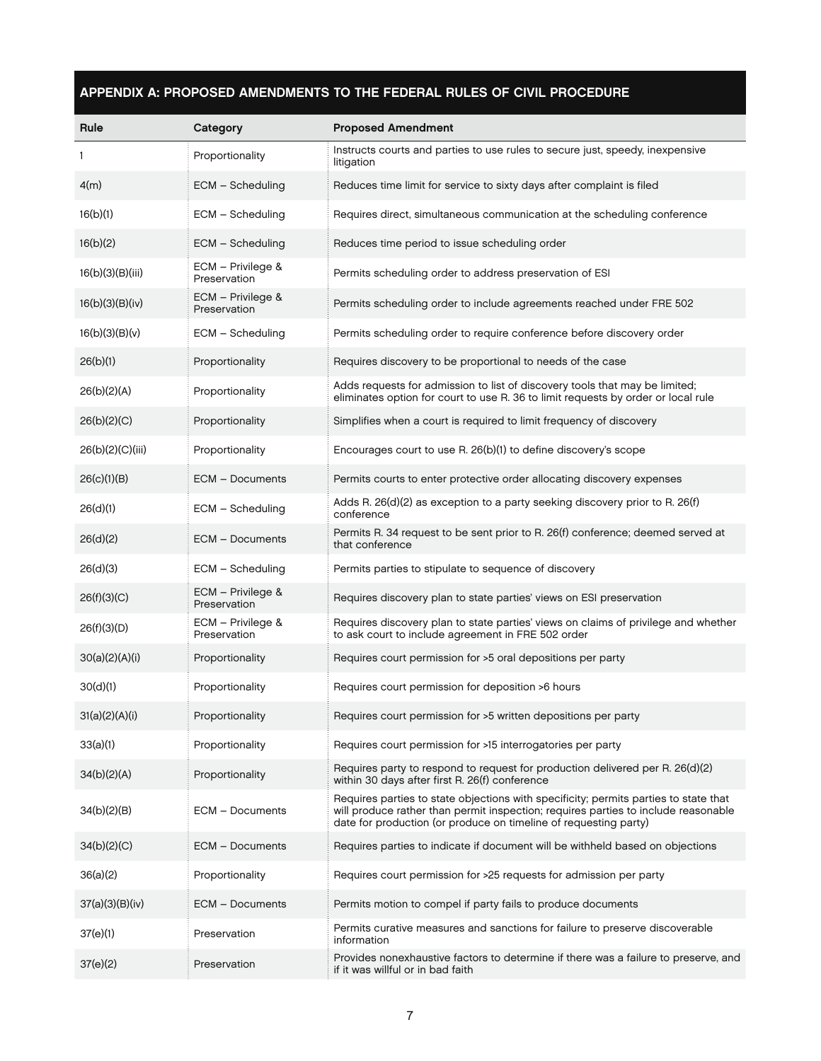## APPENDIX A: PROPOSED AMENDMENTS TO THE FEDERAL RULES OF CIVIL PROCEDURE

| Rule | Category | Proposed Amendment |
|---|---|---|
| 1 | Proportionality | Instructs courts and parties to use rules to secure just, speedy, inexpensive litigation |
| 4(m) | ECM – Scheduling | Reduces time limit for service to sixty days after complaint is filed |
| 16(b)(1) | ECM – Scheduling | Requires direct, simultaneous communication at the scheduling conference |
| 16(b)(2) | ECM – Scheduling | Reduces time period to issue scheduling order |
| 16(b)(3)(B)(iii) | ECM – Privilege & Preservation | Permits scheduling order to address preservation of ESI |
| 16(b)(3)(B)(iv) | ECM – Privilege & Preservation | Permits scheduling order to include agreements reached under FRE 502 |
| 16(b)(3)(B)(v) | ECM – Scheduling | Permits scheduling order to require conference before discovery order |
| 26(b)(1) | Proportionality | Requires discovery to be proportional to needs of the case |
| 26(b)(2)(A) | Proportionality | Adds requests for admission to list of discovery tools that may be limited; eliminates option for court to use R. 36 to limit requests by order or local rule |
| 26(b)(2)(C) | Proportionality | Simplifies when a court is required to limit frequency of discovery |
| 26(b)(2)(C)(iii) | Proportionality | Encourages court to use R. 26(b)(1) to define discovery's scope |
| 26(c)(1)(B) | ECM – Documents | Permits courts to enter protective order allocating discovery expenses |
| 26(d)(1) | ECM – Scheduling | Adds R. 26(d)(2) as exception to a party seeking discovery prior to R. 26(f) conference |
| 26(d)(2) | ECM – Documents | Permits R. 34 request to be sent prior to R. 26(f) conference; deemed served at that conference |
| 26(d)(3) | ECM – Scheduling | Permits parties to stipulate to sequence of discovery |
| 26(f)(3)(C) | ECM – Privilege & Preservation | Requires discovery plan to state parties' views on ESI preservation |
| 26(f)(3)(D) | ECM – Privilege & Preservation | Requires discovery plan to state parties' views on claims of privilege and whether to ask court to include agreement in FRE 502 order |
| 30(a)(2)(A)(i) | Proportionality | Requires court permission for >5 oral depositions per party |
| 30(d)(1) | Proportionality | Requires court permission for deposition >6 hours |
| 31(a)(2)(A)(i) | Proportionality | Requires court permission for >5 written depositions per party |
| 33(a)(1) | Proportionality | Requires court permission for >15 interrogatories per party |
| 34(b)(2)(A) | Proportionality | Requires party to respond to request for production delivered per R. 26(d)(2) within 30 days after first R. 26(f) conference |
| 34(b)(2)(B) | ECM – Documents | Requires parties to state objections with specificity; permits parties to state that will produce rather than permit inspection; requires parties to include reasonable date for production (or produce on timeline of requesting party) |
| 34(b)(2)(C) | ECM – Documents | Requires parties to indicate if document will be withheld based on objections |
| 36(a)(2) | Proportionality | Requires court permission for >25 requests for admission per party |
| 37(a)(3)(B)(iv) | ECM – Documents | Permits motion to compel if party fails to produce documents |
| 37(e)(1) | Preservation | Permits curative measures and sanctions for failure to preserve discoverable information |
| 37(e)(2) | Preservation | Provides nonexhaustive factors to determine if there was a failure to preserve, and if it was willful or in bad faith |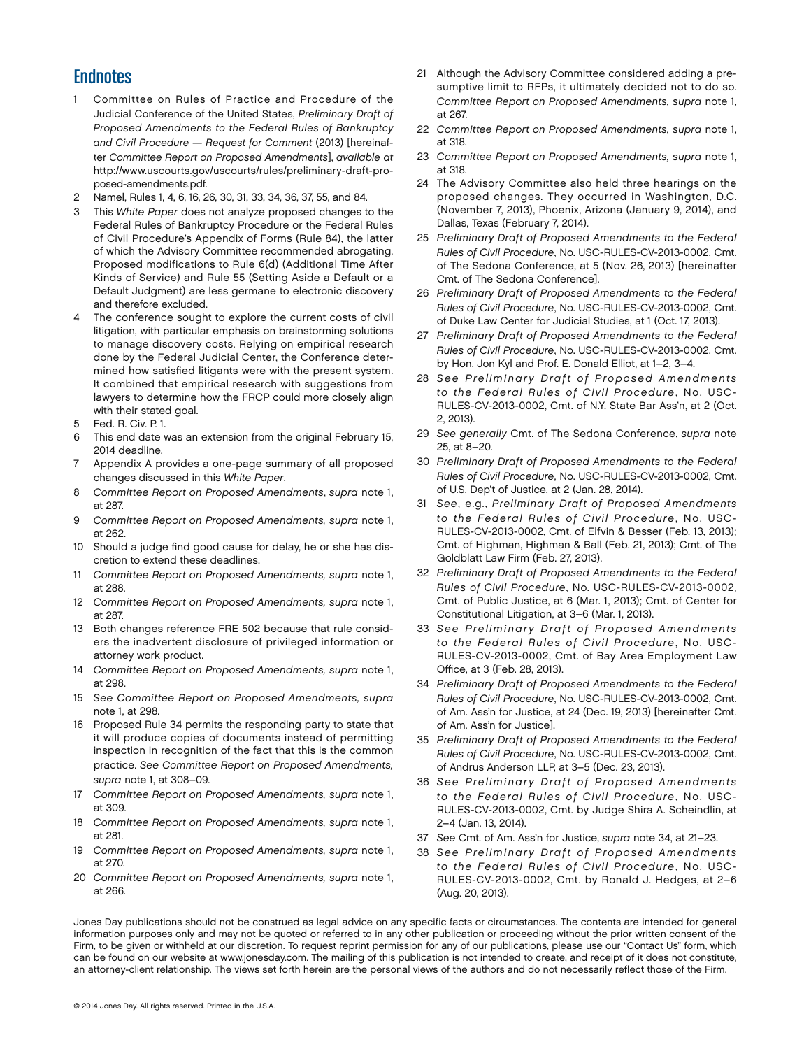## Endnotes

1. Committee on Rules of Practice and Procedure of the Judicial Conference of the United States, *Preliminary Draft of Proposed Amendments to the Federal Rules of Bankruptcy and Civil Procedure — Request for Comment* (2013) [hereinafter *Committee Report on Proposed Amendments*], *available at* http://www.uscourts.gov/uscourts/rules/preliminary-draft-proposed-amendments.pdf.
2. Namel, Rules 1, 4, 6, 16, 26, 30, 31, 33, 34, 36, 37, 55, and 84.
3. This *White Paper* does not analyze proposed changes to the Federal Rules of Bankruptcy Procedure or the Federal Rules of Civil Procedure's Appendix of Forms (Rule 84), the latter of which the Advisory Committee recommended abrogating. Proposed modifications to Rule 6(d) (Additional Time After Kinds of Service) and Rule 55 (Setting Aside a Default or a Default Judgment) are less germane to electronic discovery and therefore excluded.
4. The conference sought to explore the current costs of civil litigation, with particular emphasis on brainstorming solutions to manage discovery costs. Relying on empirical research done by the Federal Judicial Center, the Conference determined how satisfied litigants were with the present system. It combined that empirical research with suggestions from lawyers to determine how the FRCP could more closely align with their stated goal.
5. Fed. R. Civ. P. 1.
6. This end date was an extension from the original February 15, 2014 deadline.
7. Appendix A provides a one-page summary of all proposed changes discussed in this *White Paper*.
8. *Committee Report on Proposed Amendments*, *supra* note 1, at 287.
9. *Committee Report on Proposed Amendments, supra* note 1, at 262.
10. Should a judge find good cause for delay, he or she has discretion to extend these deadlines.
11. *Committee Report on Proposed Amendments, supra* note 1, at 288.
12. *Committee Report on Proposed Amendments, supra* note 1, at 287.
13. Both changes reference FRE 502 because that rule considers the inadvertent disclosure of privileged information or attorney work product.
14. *Committee Report on Proposed Amendments, supra* note 1, at 298.
15. *See Committee Report on Proposed Amendments, supra* note 1, at 298.
16. Proposed Rule 34 permits the responding party to state that it will produce copies of documents instead of permitting inspection in recognition of the fact that this is the common practice. *See Committee Report on Proposed Amendments, supra* note 1, at 308–09.
17. *Committee Report on Proposed Amendments, supra* note 1, at 309.
18. *Committee Report on Proposed Amendments, supra* note 1, at 281.
19. *Committee Report on Proposed Amendments, supra* note 1, at 270.
20. *Committee Report on Proposed Amendments, supra* note 1, at 266.
21. Although the Advisory Committee considered adding a presumptive limit to RFPs, it ultimately decided not to do so. *Committee Report on Proposed Amendments, supra* note 1, at 267.
22. *Committee Report on Proposed Amendments, supra* note 1, at 318.
23. *Committee Report on Proposed Amendments, supra* note 1, at 318.
24. The Advisory Committee also held three hearings on the proposed changes. They occurred in Washington, D.C. (November 7, 2013), Phoenix, Arizona (January 9, 2014), and Dallas, Texas (February 7, 2014).
25. *Preliminary Draft of Proposed Amendments to the Federal Rules of Civil Procedure*, No. USC-RULES-CV-2013-0002, Cmt. of The Sedona Conference, at 5 (Nov. 26, 2013) [hereinafter Cmt. of The Sedona Conference].
26. *Preliminary Draft of Proposed Amendments to the Federal Rules of Civil Procedure*, No. USC-RULES-CV-2013-0002, Cmt. of Duke Law Center for Judicial Studies, at 1 (Oct. 17, 2013).
27. *Preliminary Draft of Proposed Amendments to the Federal Rules of Civil Procedure*, No. USC-RULES-CV-2013-0002, Cmt. by Hon. Jon Kyl and Prof. E. Donald Elliot, at 1–2, 3–4.
28. *See Preliminary Draft of Proposed Amendments to the Federal Rules of Civil Procedure*, No. USC-RULES-CV-2013-0002, Cmt. of N.Y. State Bar Ass'n, at 2 (Oct. 2, 2013).
29. *See generally* Cmt. of The Sedona Conference, *supra* note 25, at 8–20.
30. *Preliminary Draft of Proposed Amendments to the Federal Rules of Civil Procedure*, No. USC-RULES-CV-2013-0002, Cmt. of U.S. Dep't of Justice, at 2 (Jan. 28, 2014).
31. *See*, e.g., *Preliminary Draft of Proposed Amendments to the Federal Rules of Civil Procedure*, No. USC-RULES-CV-2013-0002, Cmt. of Elfvin & Besser (Feb. 13, 2013); Cmt. of Highman, Highman & Ball (Feb. 21, 2013); Cmt. of The Goldblatt Law Firm (Feb. 27, 2013).
32. *Preliminary Draft of Proposed Amendments to the Federal Rules of Civil Procedure*, No. USC-RULES-CV-2013-0002, Cmt. of Public Justice, at 6 (Mar. 1, 2013); Cmt. of Center for Constitutional Litigation, at 3–6 (Mar. 1, 2013).
33. *See Preliminary Draft of Proposed Amendments to the Federal Rules of Civil Procedure*, No. USC-RULES-CV-2013-0002, Cmt. of Bay Area Employment Law Office, at 3 (Feb. 28, 2013).
34. *Preliminary Draft of Proposed Amendments to the Federal Rules of Civil Procedure*, No. USC-RULES-CV-2013-0002, Cmt. of Am. Ass'n for Justice, at 24 (Dec. 19, 2013) [hereinafter Cmt. of Am. Ass'n for Justice].
35. *Preliminary Draft of Proposed Amendments to the Federal Rules of Civil Procedure*, No. USC-RULES-CV-2013-0002, Cmt. of Andrus Anderson LLP, at 3–5 (Dec. 23, 2013).
36. *See Preliminary Draft of Proposed Amendments to the Federal Rules of Civil Procedure*, No. USC-RULES-CV-2013-0002, Cmt. by Judge Shira A. Scheindlin, at 2–4 (Jan. 13, 2014).
37. *See* Cmt. of Am. Ass'n for Justice, *supra* note 34, at 21–23.
38. *See Preliminary Draft of Proposed Amendments to the Federal Rules of Civil Procedure*, No. USC-RULES-CV-2013-0002, Cmt. by Ronald J. Hedges, at 2–6 (Aug. 20, 2013).

Jones Day publications should not be construed as legal advice on any specific facts or circumstances. The contents are intended for general information purposes only and may not be quoted or referred to in any other publication or proceeding without the prior written consent of the Firm, to be given or withheld at our discretion. To request reprint permission for any of our publications, please use our "Contact Us" form, which can be found on our website at www.jonesday.com. The mailing of this publication is not intended to create, and receipt of it does not constitute, an attorney-client relationship. The views set forth herein are the personal views of the authors and do not necessarily reflect those of the Firm.

© 2014 Jones Day. All rights reserved. Printed in the U.S.A.